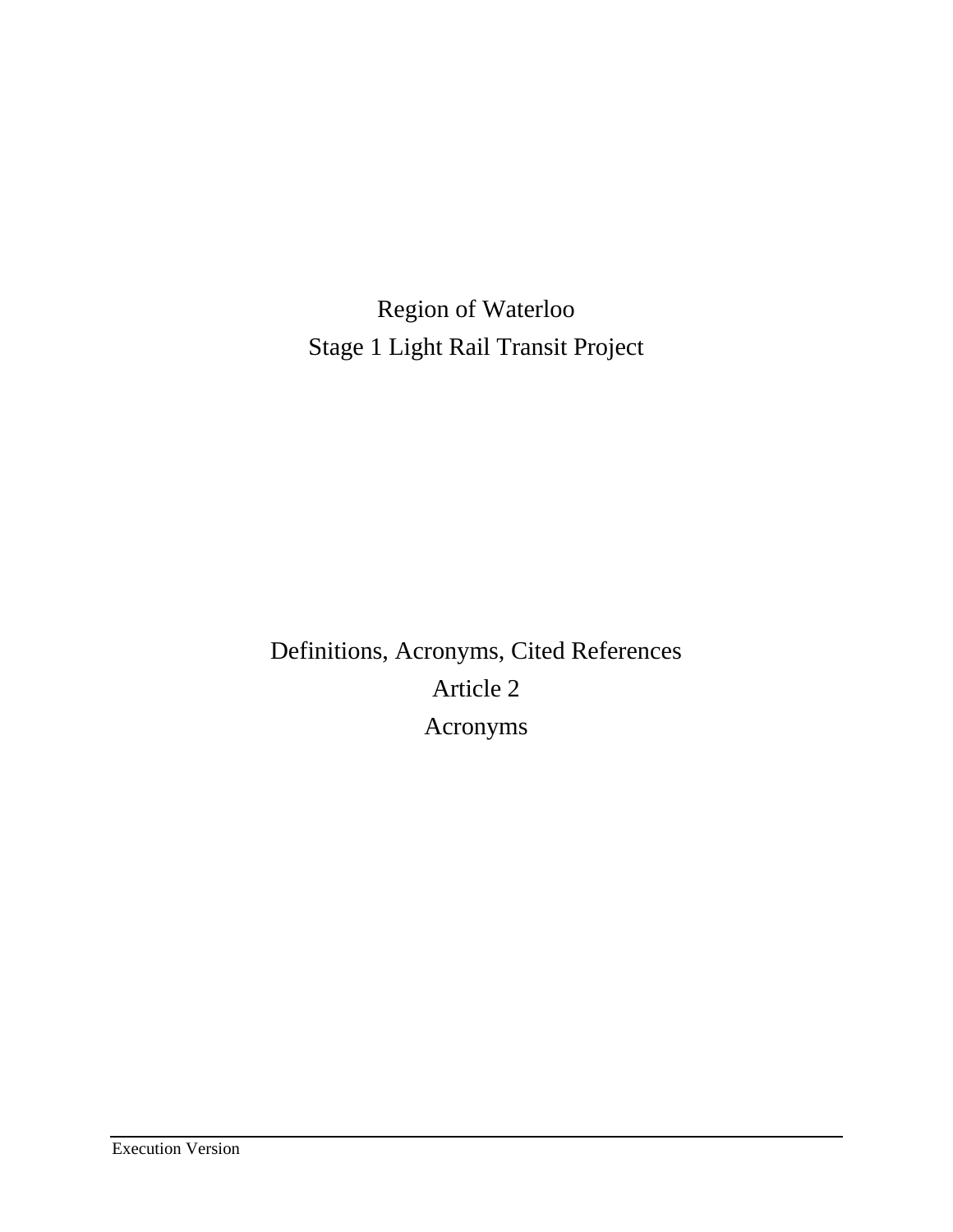# Region of Waterloo
# Stage 1 Light Rail Transit Project

## Definitions, Acronyms, Cited References
## Article 2
## Acronyms

Execution Version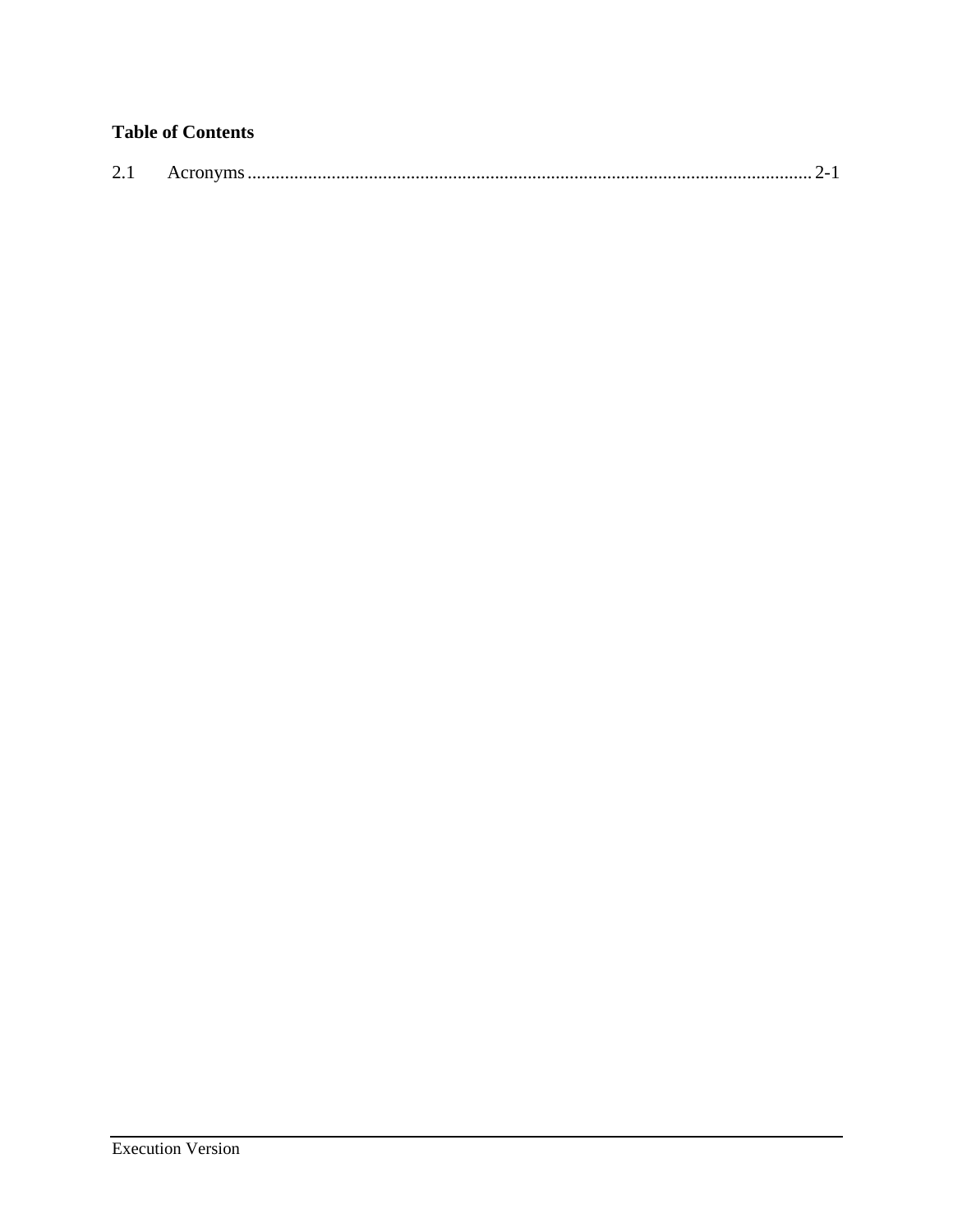**Table of Contents**

2.1 Acronyms ........................................................................................................................ 2-1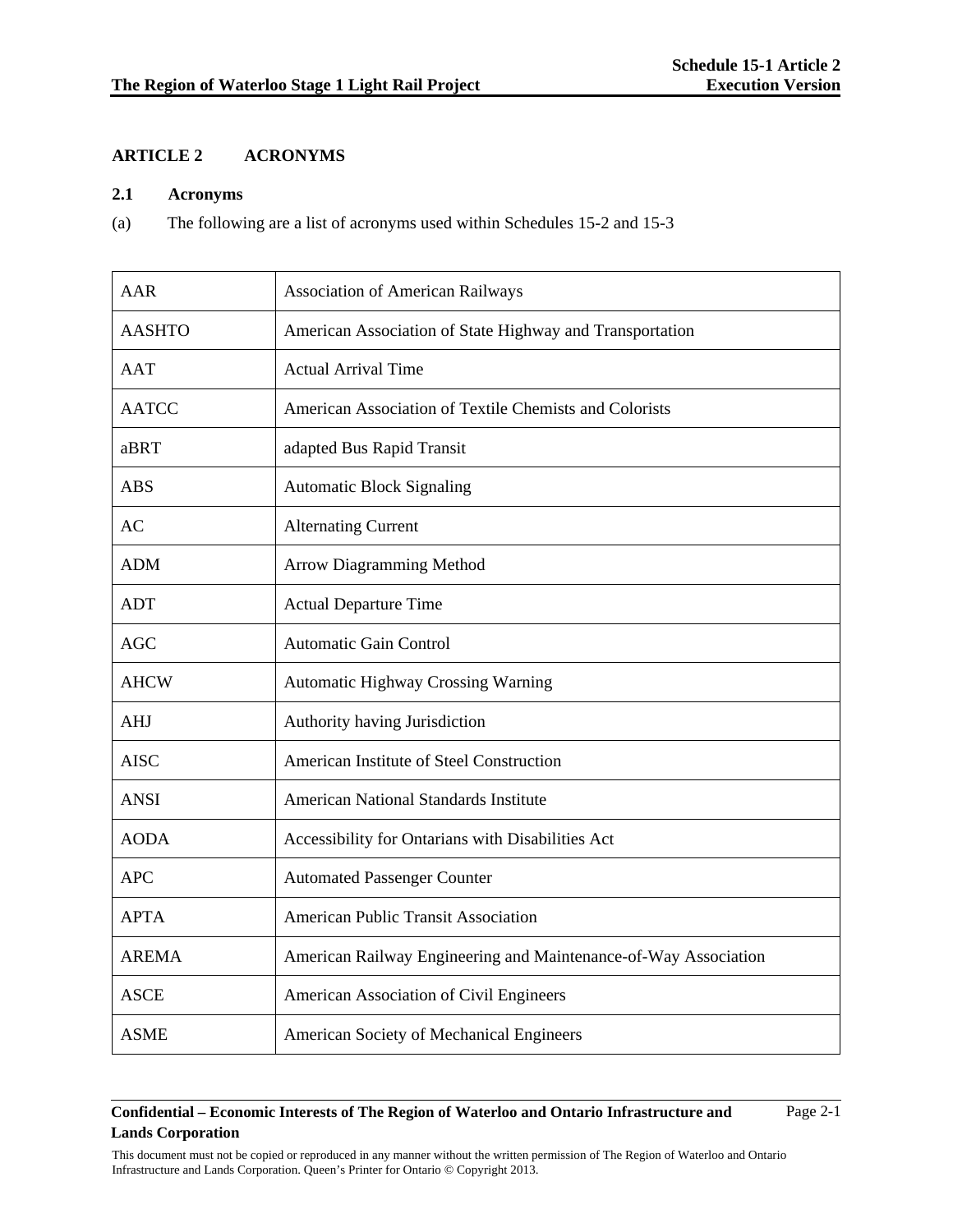## ARTICLE 2 ACRONYMS

### 2.1 Acronyms

(a) The following are a list of acronyms used within Schedules 15-2 and 15-3

| | |
|---|---|
| AAR | Association of American Railways |
| AASHTO | American Association of State Highway and Transportation |
| AAT | Actual Arrival Time |
| AATCC | American Association of Textile Chemists and Colorists |
| aBRT | adapted Bus Rapid Transit |
| ABS | Automatic Block Signaling |
| AC | Alternating Current |
| ADM | Arrow Diagramming Method |
| ADT | Actual Departure Time |
| AGC | Automatic Gain Control |
| AHCW | Automatic Highway Crossing Warning |
| AHJ | Authority having Jurisdiction |
| AISC | American Institute of Steel Construction |
| ANSI | American National Standards Institute |
| AODA | Accessibility for Ontarians with Disabilities Act |
| APC | Automated Passenger Counter |
| APTA | American Public Transit Association |
| AREMA | American Railway Engineering and Maintenance-of-Way Association |
| ASCE | American Association of Civil Engineers |
| ASME | American Society of Mechanical Engineers |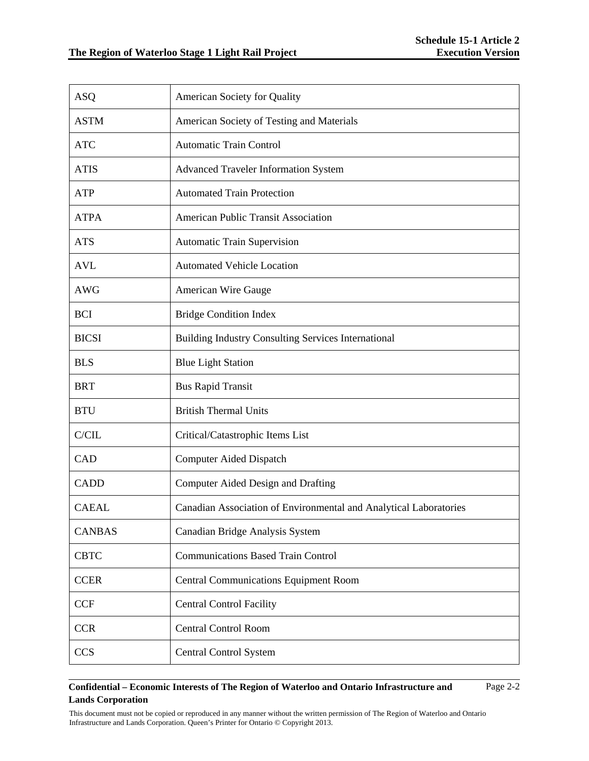| | |
|---|---|
| ASQ | American Society for Quality |
| ASTM | American Society of Testing and Materials |
| ATC | Automatic Train Control |
| ATIS | Advanced Traveler Information System |
| ATP | Automated Train Protection |
| ATPA | American Public Transit Association |
| ATS | Automatic Train Supervision |
| AVL | Automated Vehicle Location |
| AWG | American Wire Gauge |
| BCI | Bridge Condition Index |
| BICSI | Building Industry Consulting Services International |
| BLS | Blue Light Station |
| BRT | Bus Rapid Transit |
| BTU | British Thermal Units |
| C/CIL | Critical/Catastrophic Items List |
| CAD | Computer Aided Dispatch |
| CADD | Computer Aided Design and Drafting |
| CAEAL | Canadian Association of Environmental and Analytical Laboratories |
| CANBAS | Canadian Bridge Analysis System |
| CBTC | Communications Based Train Control |
| CCER | Central Communications Equipment Room |
| CCF | Central Control Facility |
| CCR | Central Control Room |
| CCS | Central Control System |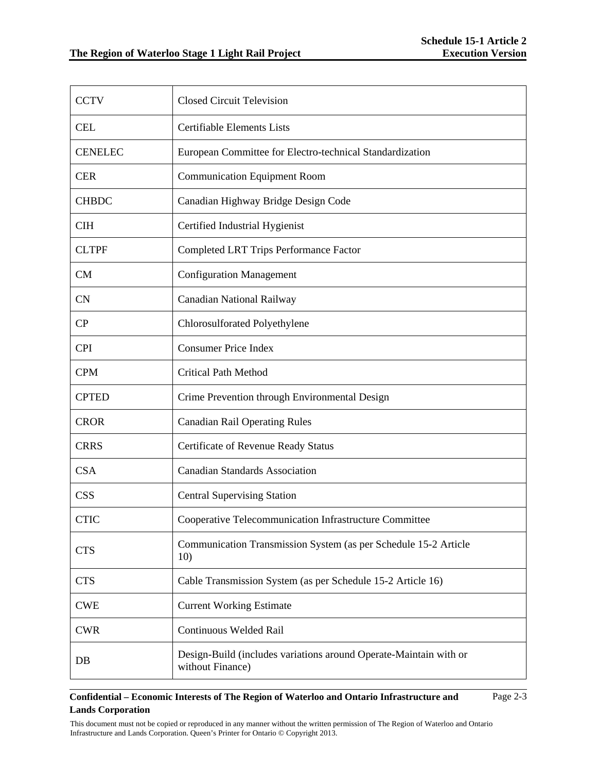| CCTV | Closed Circuit Television |
|---|---|
| CEL | Certifiable Elements Lists |
| CENELEC | European Committee for Electro-technical Standardization |
| CER | Communication Equipment Room |
| CHBDC | Canadian Highway Bridge Design Code |
| CIH | Certified Industrial Hygienist |
| CLTPF | Completed LRT Trips Performance Factor |
| CM | Configuration Management |
| CN | Canadian National Railway |
| CP | Chlorosulforated Polyethylene |
| CPI | Consumer Price Index |
| CPM | Critical Path Method |
| CPTED | Crime Prevention through Environmental Design |
| CROR | Canadian Rail Operating Rules |
| CRRS | Certificate of Revenue Ready Status |
| CSA | Canadian Standards Association |
| CSS | Central Supervising Station |
| CTIC | Cooperative Telecommunication Infrastructure Committee |
| CTS | Communication Transmission System (as per Schedule 15-2 Article 10) |
| CTS | Cable Transmission System (as per Schedule 15-2 Article 16) |
| CWE | Current Working Estimate |
| CWR | Continuous Welded Rail |
| DB | Design-Build (includes variations around Operate-Maintain with or without Finance) |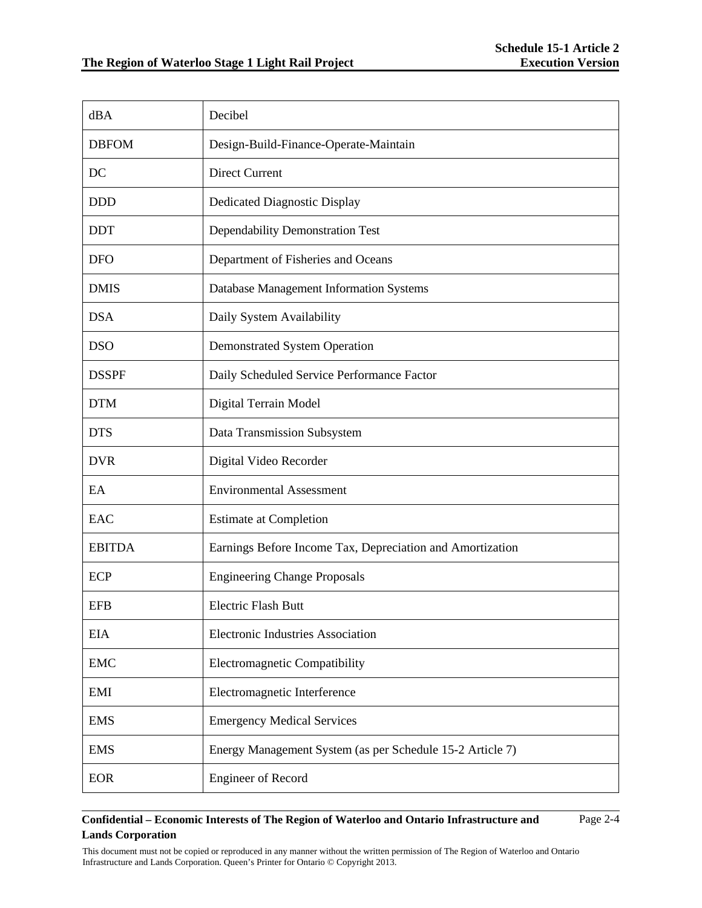| dBA | Decibel |
|---|---|
| DBFOM | Design-Build-Finance-Operate-Maintain |
| DC | Direct Current |
| DDD | Dedicated Diagnostic Display |
| DDT | Dependability Demonstration Test |
| DFO | Department of Fisheries and Oceans |
| DMIS | Database Management Information Systems |
| DSA | Daily System Availability |
| DSO | Demonstrated System Operation |
| DSSPF | Daily Scheduled Service Performance Factor |
| DTM | Digital Terrain Model |
| DTS | Data Transmission Subsystem |
| DVR | Digital Video Recorder |
| EA | Environmental Assessment |
| EAC | Estimate at Completion |
| EBITDA | Earnings Before Income Tax, Depreciation and Amortization |
| ECP | Engineering Change Proposals |
| EFB | Electric Flash Butt |
| EIA | Electronic Industries Association |
| EMC | Electromagnetic Compatibility |
| EMI | Electromagnetic Interference |
| EMS | Emergency Medical Services |
| EMS | Energy Management System (as per Schedule 15-2 Article 7) |
| EOR | Engineer of Record |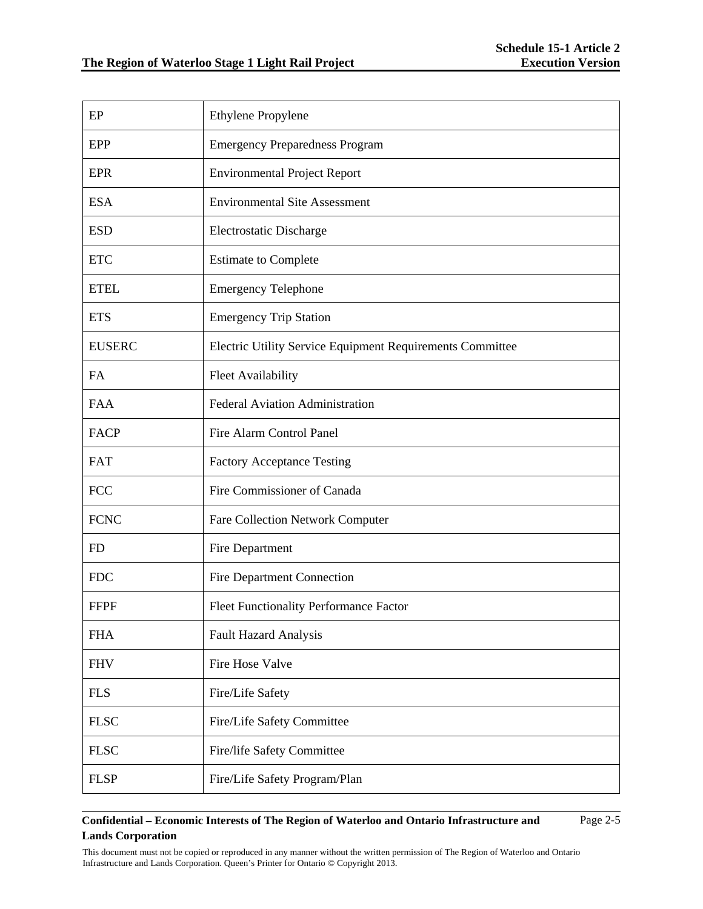| EP | Ethylene Propylene |
|---|---|
| EPP | Emergency Preparedness Program |
| EPR | Environmental Project Report |
| ESA | Environmental Site Assessment |
| ESD | Electrostatic Discharge |
| ETC | Estimate to Complete |
| ETEL | Emergency Telephone |
| ETS | Emergency Trip Station |
| EUSERC | Electric Utility Service Equipment Requirements Committee |
| FA | Fleet Availability |
| FAA | Federal Aviation Administration |
| FACP | Fire Alarm Control Panel |
| FAT | Factory Acceptance Testing |
| FCC | Fire Commissioner of Canada |
| FCNC | Fare Collection Network Computer |
| FD | Fire Department |
| FDC | Fire Department Connection |
| FFPF | Fleet Functionality Performance Factor |
| FHA | Fault Hazard Analysis |
| FHV | Fire Hose Valve |
| FLS | Fire/Life Safety |
| FLSC | Fire/Life Safety Committee |
| FLSC | Fire/life Safety Committee |
| FLSP | Fire/Life Safety Program/Plan |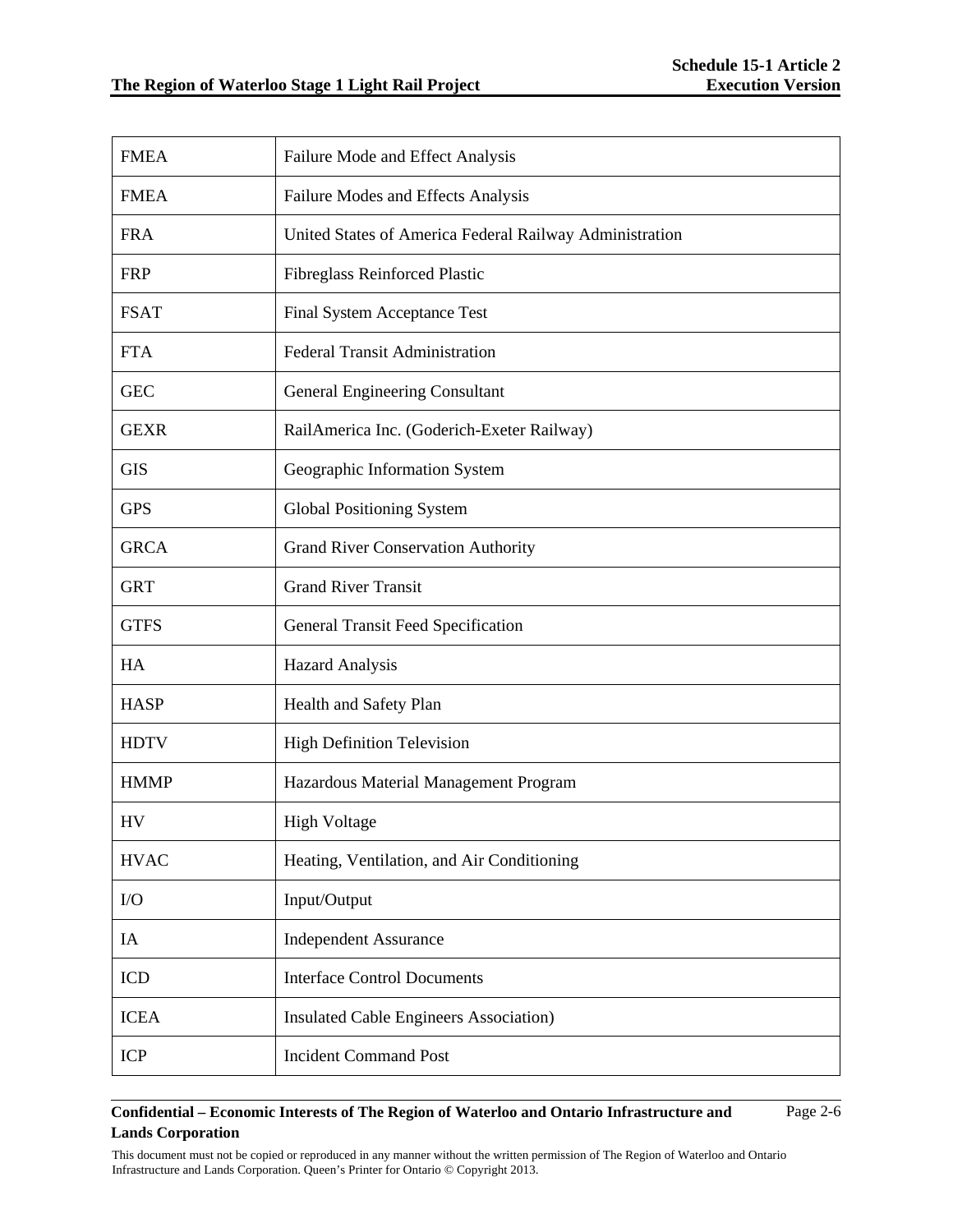| FMEA | Failure Mode and Effect Analysis |
|---|---|
| FMEA | Failure Modes and Effects Analysis |
| FRA | United States of America Federal Railway Administration |
| FRP | Fibreglass Reinforced Plastic |
| FSAT | Final System Acceptance Test |
| FTA | Federal Transit Administration |
| GEC | General Engineering Consultant |
| GEXR | RailAmerica Inc. (Goderich-Exeter Railway) |
| GIS | Geographic Information System |
| GPS | Global Positioning System |
| GRCA | Grand River Conservation Authority |
| GRT | Grand River Transit |
| GTFS | General Transit Feed Specification |
| HA | Hazard Analysis |
| HASP | Health and Safety Plan |
| HDTV | High Definition Television |
| HMMP | Hazardous Material Management Program |
| HV | High Voltage |
| HVAC | Heating, Ventilation, and Air Conditioning |
| I/O | Input/Output |
| IA | Independent Assurance |
| ICD | Interface Control Documents |
| ICEA | Insulated Cable Engineers Association) |
| ICP | Incident Command Post |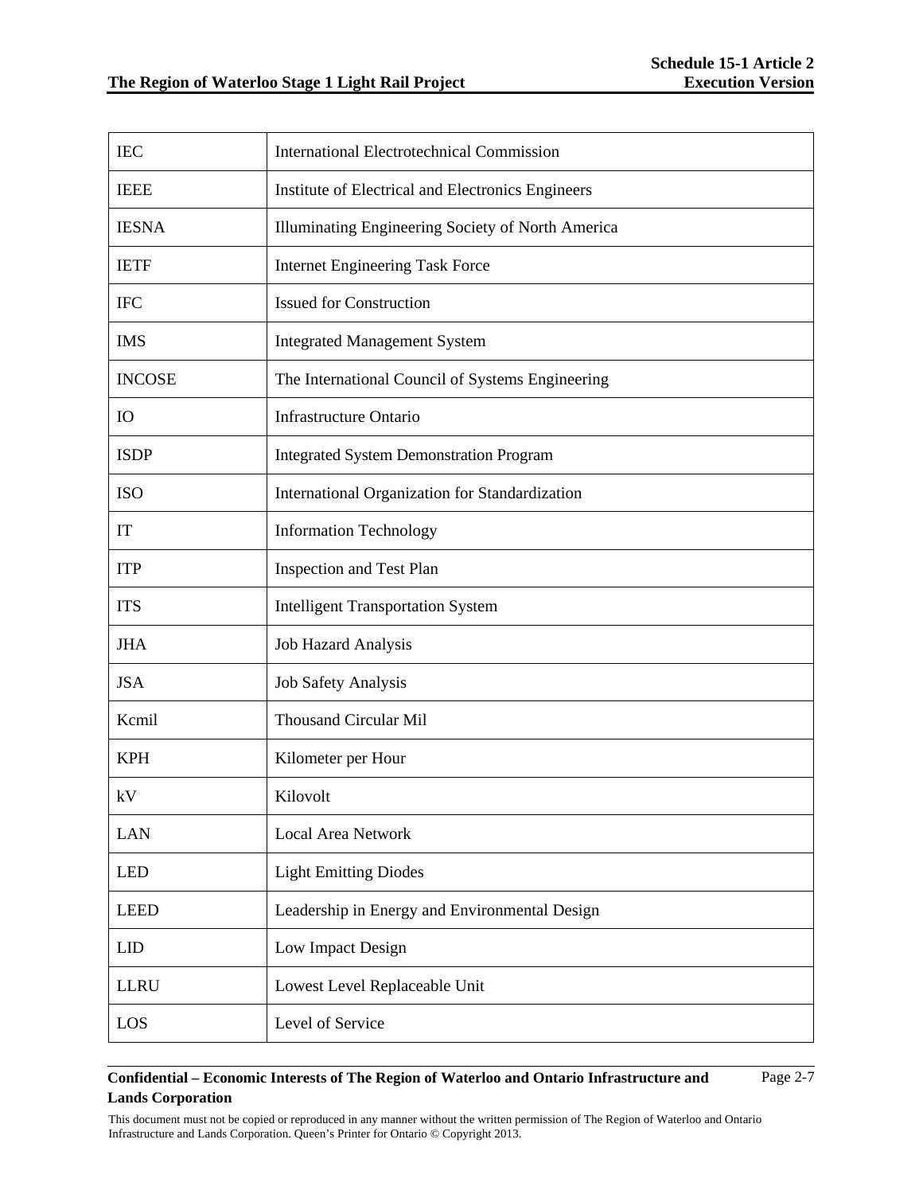| | |
|---|---|
| IEC | International Electrotechnical Commission |
| IEEE | Institute of Electrical and Electronics Engineers |
| IESNA | Illuminating Engineering Society of North America |
| IETF | Internet Engineering Task Force |
| IFC | Issued for Construction |
| IMS | Integrated Management System |
| INCOSE | The International Council of Systems Engineering |
| IO | Infrastructure Ontario |
| ISDP | Integrated System Demonstration Program |
| ISO | International Organization for Standardization |
| IT | Information Technology |
| ITP | Inspection and Test Plan |
| ITS | Intelligent Transportation System |
| JHA | Job Hazard Analysis |
| JSA | Job Safety Analysis |
| Kcmil | Thousand Circular Mil |
| KPH | Kilometer per Hour |
| kV | Kilovolt |
| LAN | Local Area Network |
| LED | Light Emitting Diodes |
| LEED | Leadership in Energy and Environmental Design |
| LID | Low Impact Design |
| LLRU | Lowest Level Replaceable Unit |
| LOS | Level of Service |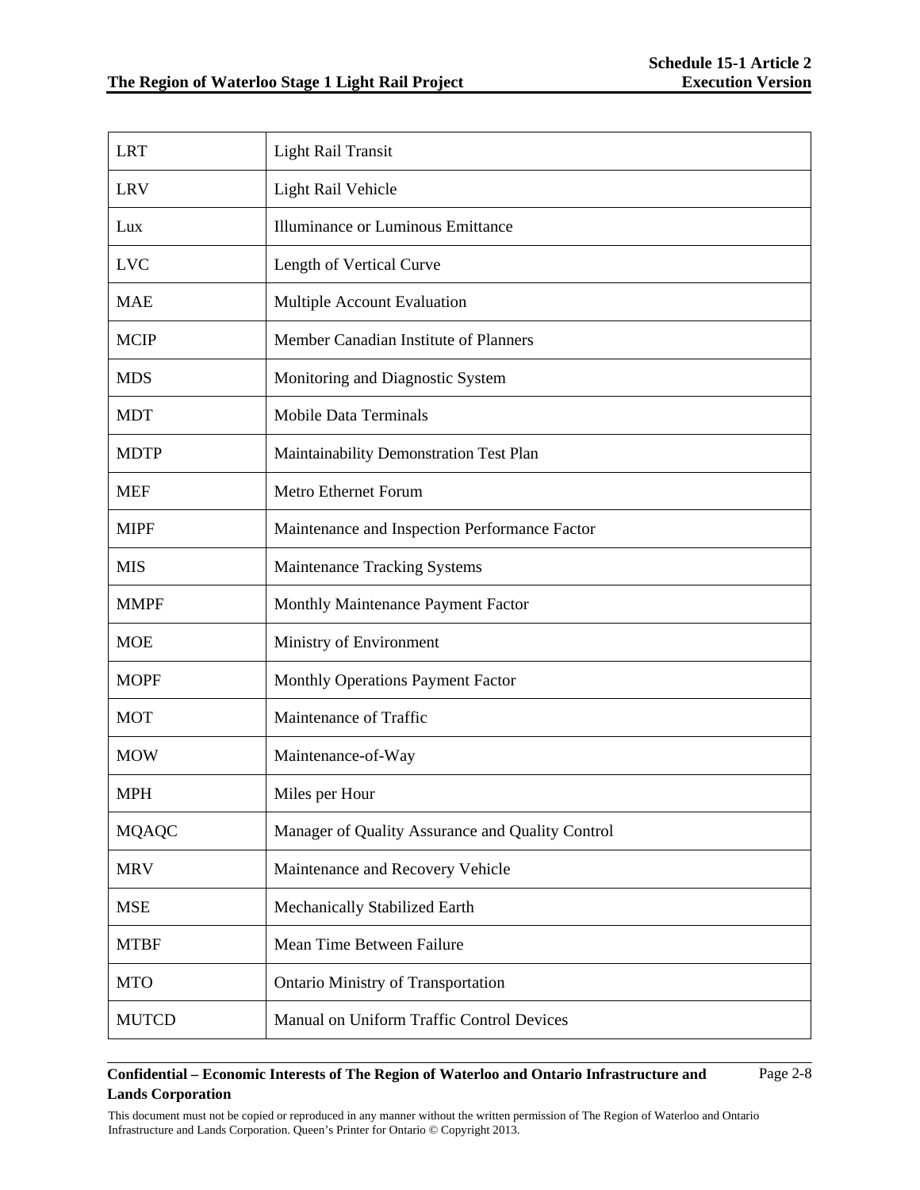| | |
|---|---|
| LRT | Light Rail Transit |
| LRV | Light Rail Vehicle |
| Lux | Illuminance or Luminous Emittance |
| LVC | Length of Vertical Curve |
| MAE | Multiple Account Evaluation |
| MCIP | Member Canadian Institute of Planners |
| MDS | Monitoring and Diagnostic System |
| MDT | Mobile Data Terminals |
| MDTP | Maintainability Demonstration Test Plan |
| MEF | Metro Ethernet Forum |
| MIPF | Maintenance and Inspection Performance Factor |
| MIS | Maintenance Tracking Systems |
| MMPF | Monthly Maintenance Payment Factor |
| MOE | Ministry of Environment |
| MOPF | Monthly Operations Payment Factor |
| MOT | Maintenance of Traffic |
| MOW | Maintenance-of-Way |
| MPH | Miles per Hour |
| MQAQC | Manager of Quality Assurance and Quality Control |
| MRV | Maintenance and Recovery Vehicle |
| MSE | Mechanically Stabilized Earth |
| MTBF | Mean Time Between Failure |
| MTO | Ontario Ministry of Transportation |
| MUTCD | Manual on Uniform Traffic Control Devices |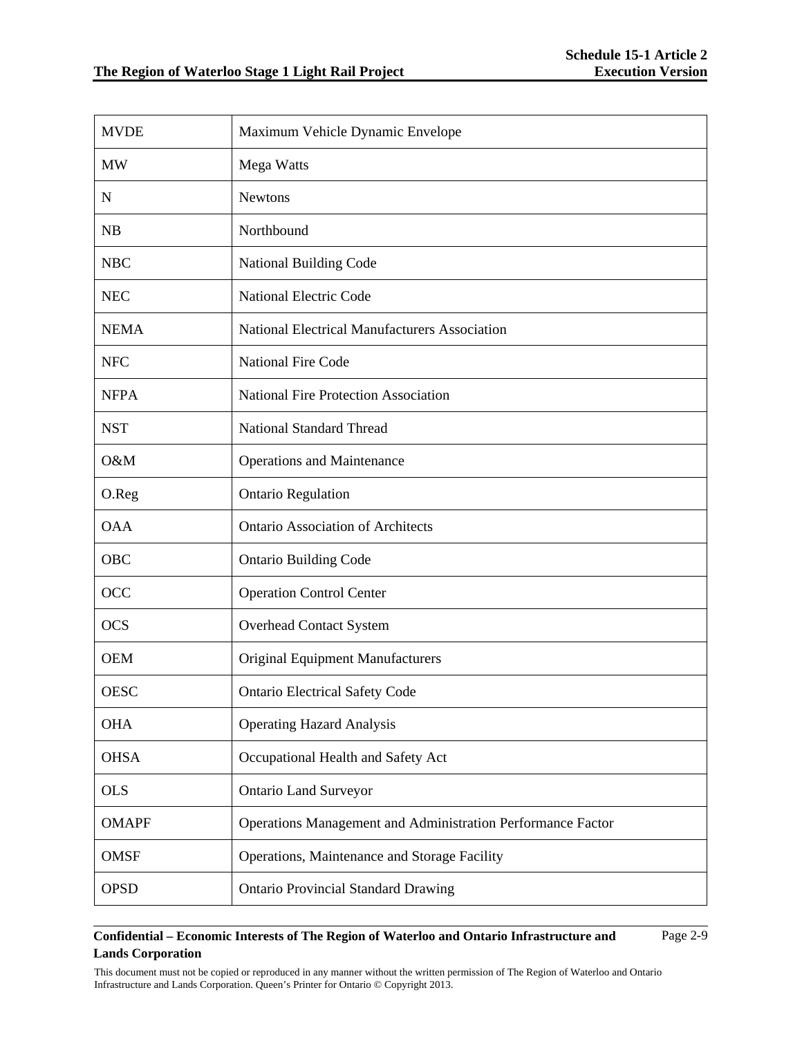| MVDE | Maximum Vehicle Dynamic Envelope |
|---|---|
| MW | Mega Watts |
| N | Newtons |
| NB | Northbound |
| NBC | National Building Code |
| NEC | National Electric Code |
| NEMA | National Electrical Manufacturers Association |
| NFC | National Fire Code |
| NFPA | National Fire Protection Association |
| NST | National Standard Thread |
| O&M | Operations and Maintenance |
| O.Reg | Ontario Regulation |
| OAA | Ontario Association of Architects |
| OBC | Ontario Building Code |
| OCC | Operation Control Center |
| OCS | Overhead Contact System |
| OEM | Original Equipment Manufacturers |
| OESC | Ontario Electrical Safety Code |
| OHA | Operating Hazard Analysis |
| OHSA | Occupational Health and Safety Act |
| OLS | Ontario Land Surveyor |
| OMAPF | Operations Management and Administration Performance Factor |
| OMSF | Operations, Maintenance and Storage Facility |
| OPSD | Ontario Provincial Standard Drawing |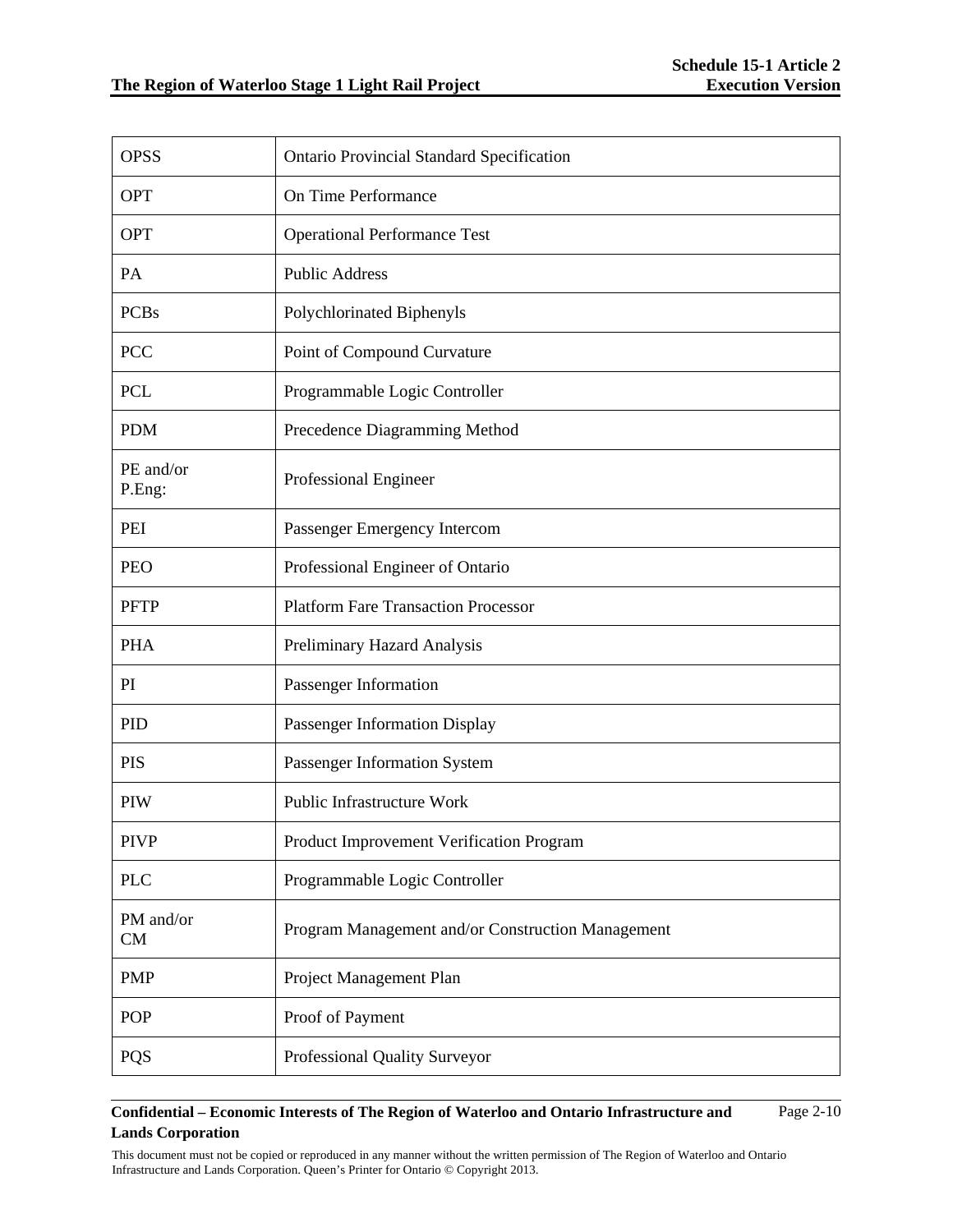| | |
|---|---|
| OPSS | Ontario Provincial Standard Specification |
| OPT | On Time Performance |
| OPT | Operational Performance Test |
| PA | Public Address |
| PCBs | Polychlorinated Biphenyls |
| PCC | Point of Compound Curvature |
| PCL | Programmable Logic Controller |
| PDM | Precedence Diagramming Method |
| PE and/or P.Eng: | Professional Engineer |
| PEI | Passenger Emergency Intercom |
| PEO | Professional Engineer of Ontario |
| PFTP | Platform Fare Transaction Processor |
| PHA | Preliminary Hazard Analysis |
| PI | Passenger Information |
| PID | Passenger Information Display |
| PIS | Passenger Information System |
| PIW | Public Infrastructure Work |
| PIVP | Product Improvement Verification Program |
| PLC | Programmable Logic Controller |
| PM and/or CM | Program Management and/or Construction Management |
| PMP | Project Management Plan |
| POP | Proof of Payment |
| PQS | Professional Quality Surveyor |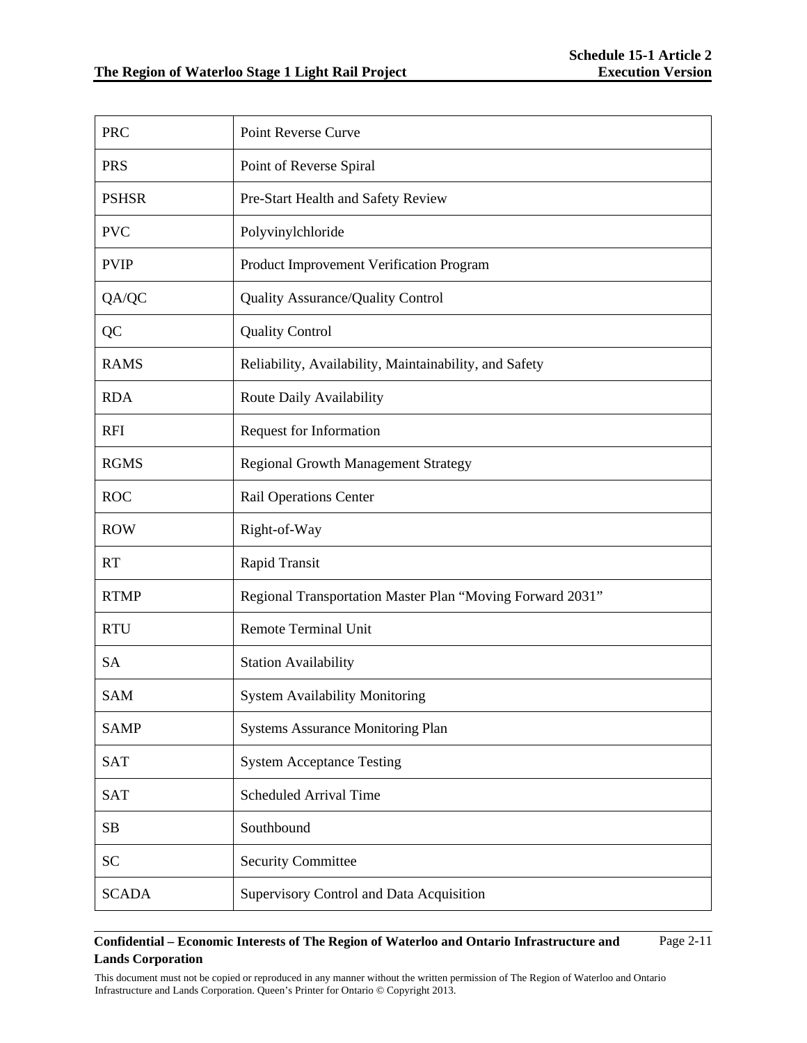| PRC | Point Reverse Curve |
|---|---|
| PRS | Point of Reverse Spiral |
| PSHSR | Pre-Start Health and Safety Review |
| PVC | Polyvinylchloride |
| PVIP | Product Improvement Verification Program |
| QA/QC | Quality Assurance/Quality Control |
| QC | Quality Control |
| RAMS | Reliability, Availability, Maintainability, and Safety |
| RDA | Route Daily Availability |
| RFI | Request for Information |
| RGMS | Regional Growth Management Strategy |
| ROC | Rail Operations Center |
| ROW | Right-of-Way |
| RT | Rapid Transit |
| RTMP | Regional Transportation Master Plan “Moving Forward 2031” |
| RTU | Remote Terminal Unit |
| SA | Station Availability |
| SAM | System Availability Monitoring |
| SAMP | Systems Assurance Monitoring Plan |
| SAT | System Acceptance Testing |
| SAT | Scheduled Arrival Time |
| SB | Southbound |
| SC | Security Committee |
| SCADA | Supervisory Control and Data Acquisition |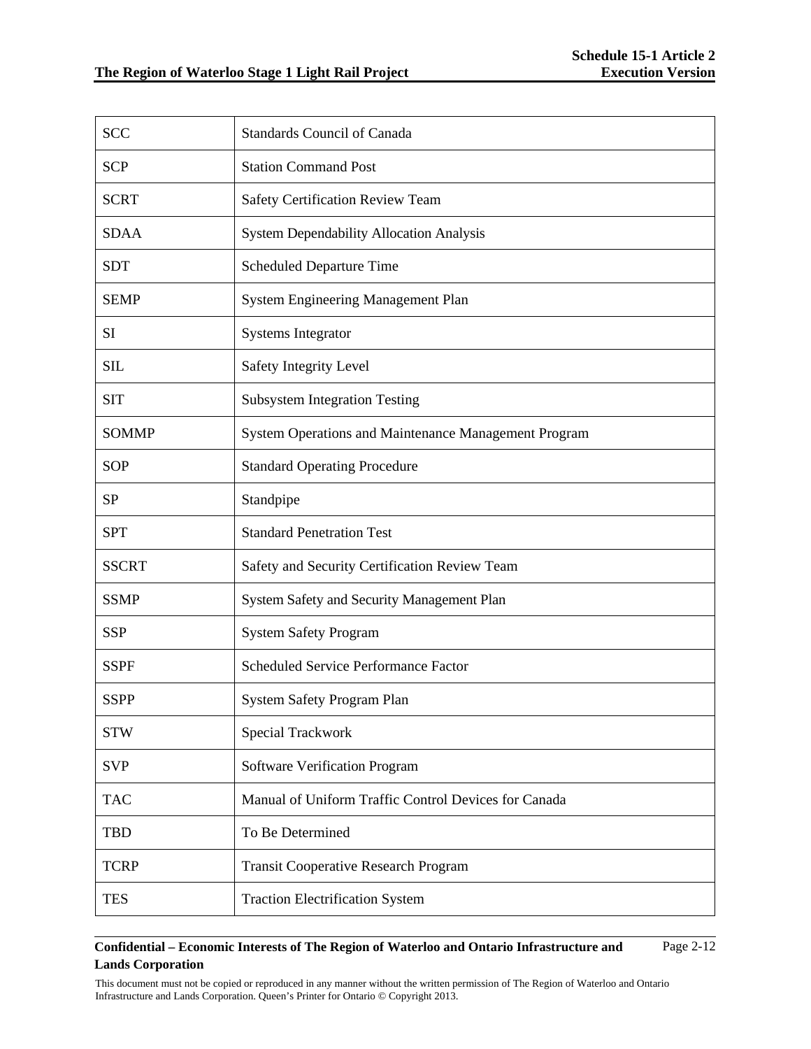| SCC | Standards Council of Canada |
| --- | --- |
| SCP | Station Command Post |
| SCRT | Safety Certification Review Team |
| SDAA | System Dependability Allocation Analysis |
| SDT | Scheduled Departure Time |
| SEMP | System Engineering Management Plan |
| SI | Systems Integrator |
| SIL | Safety Integrity Level |
| SIT | Subsystem Integration Testing |
| SOMMP | System Operations and Maintenance Management Program |
| SOP | Standard Operating Procedure |
| SP | Standpipe |
| SPT | Standard Penetration Test |
| SSCRT | Safety and Security Certification Review Team |
| SSMP | System Safety and Security Management Plan |
| SSP | System Safety Program |
| SSPF | Scheduled Service Performance Factor |
| SSPP | System Safety Program Plan |
| STW | Special Trackwork |
| SVP | Software Verification Program |
| TAC | Manual of Uniform Traffic Control Devices for Canada |
| TBD | To Be Determined |
| TCRP | Transit Cooperative Research Program |
| TES | Traction Electrification System |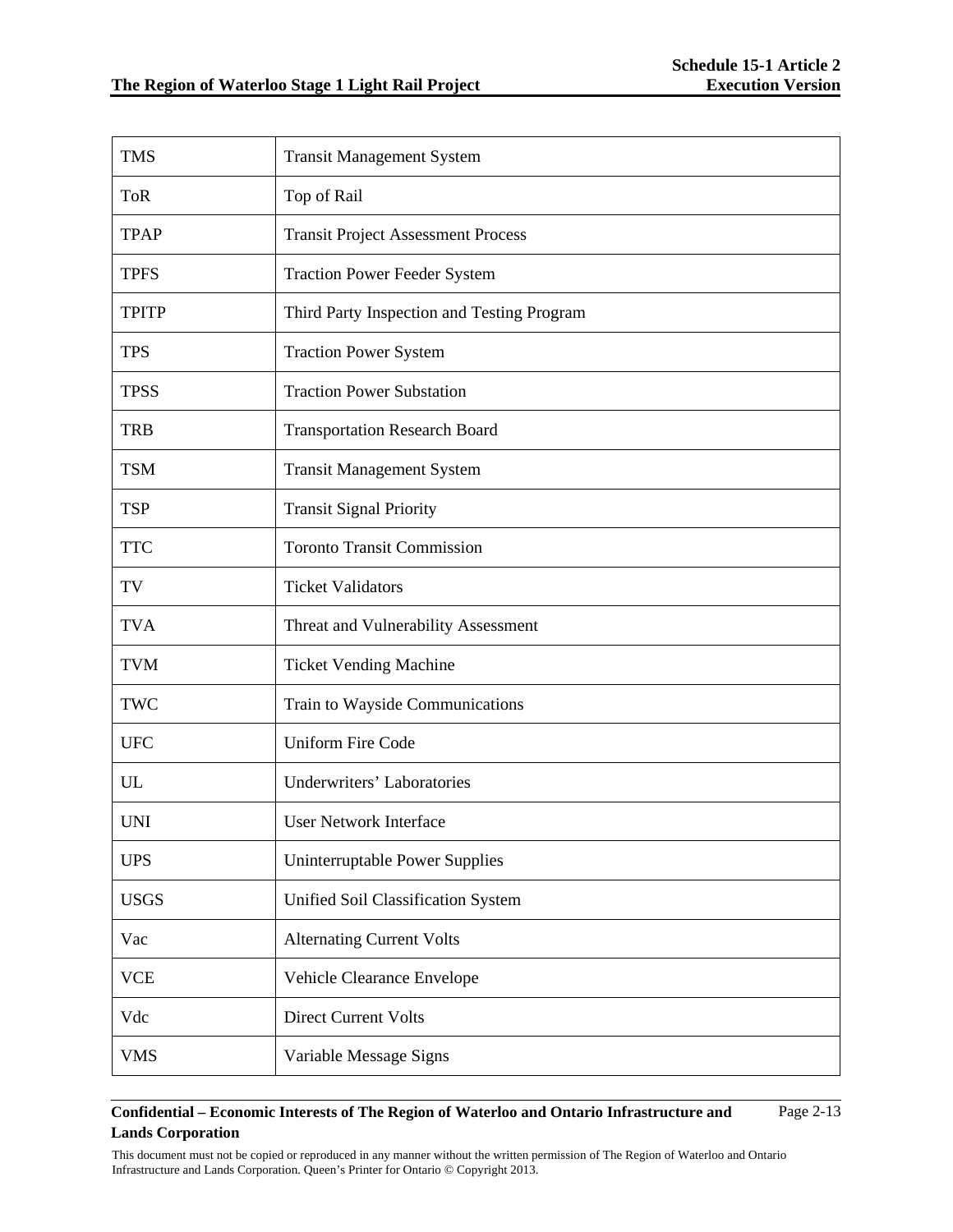| TMS | Transit Management System |
|---|---|
| ToR | Top of Rail |
| TPAP | Transit Project Assessment Process |
| TPFS | Traction Power Feeder System |
| TPITP | Third Party Inspection and Testing Program |
| TPS | Traction Power System |
| TPSS | Traction Power Substation |
| TRB | Transportation Research Board |
| TSM | Transit Management System |
| TSP | Transit Signal Priority |
| TTC | Toronto Transit Commission |
| TV | Ticket Validators |
| TVA | Threat and Vulnerability Assessment |
| TVM | Ticket Vending Machine |
| TWC | Train to Wayside Communications |
| UFC | Uniform Fire Code |
| UL | Underwriters' Laboratories |
| UNI | User Network Interface |
| UPS | Uninterruptable Power Supplies |
| USGS | Unified Soil Classification System |
| Vac | Alternating Current Volts |
| VCE | Vehicle Clearance Envelope |
| Vdc | Direct Current Volts |
| VMS | Variable Message Signs |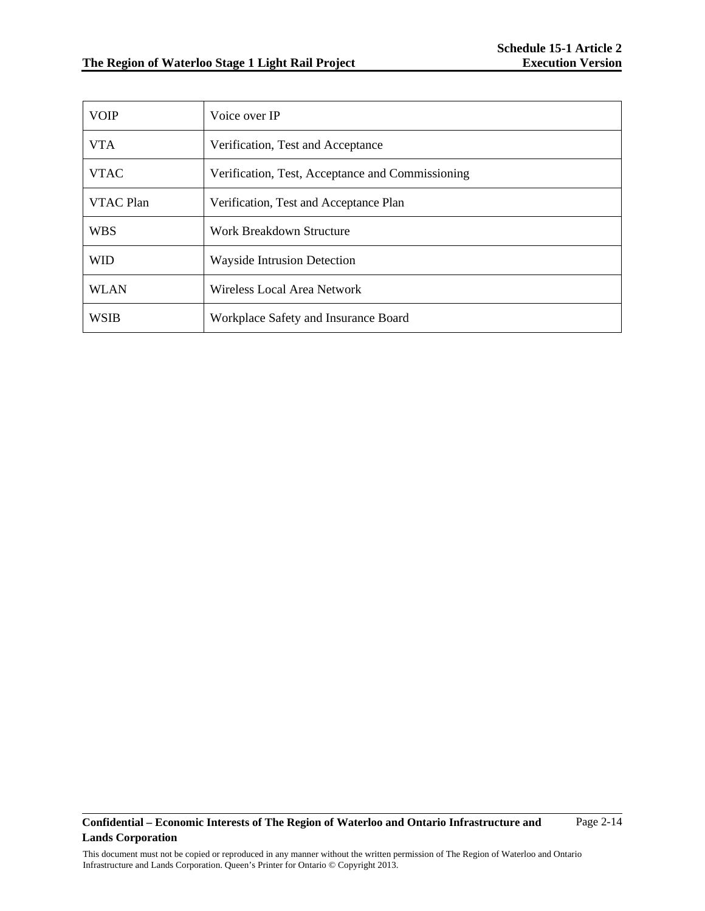| | |
|---|---|
| VOIP | Voice over IP |
| VTA | Verification, Test and Acceptance |
| VTAC | Verification, Test, Acceptance and Commissioning |
| VTAC Plan | Verification, Test and Acceptance Plan |
| WBS | Work Breakdown Structure |
| WID | Wayside Intrusion Detection |
| WLAN | Wireless Local Area Network |
| WSIB | Workplace Safety and Insurance Board |